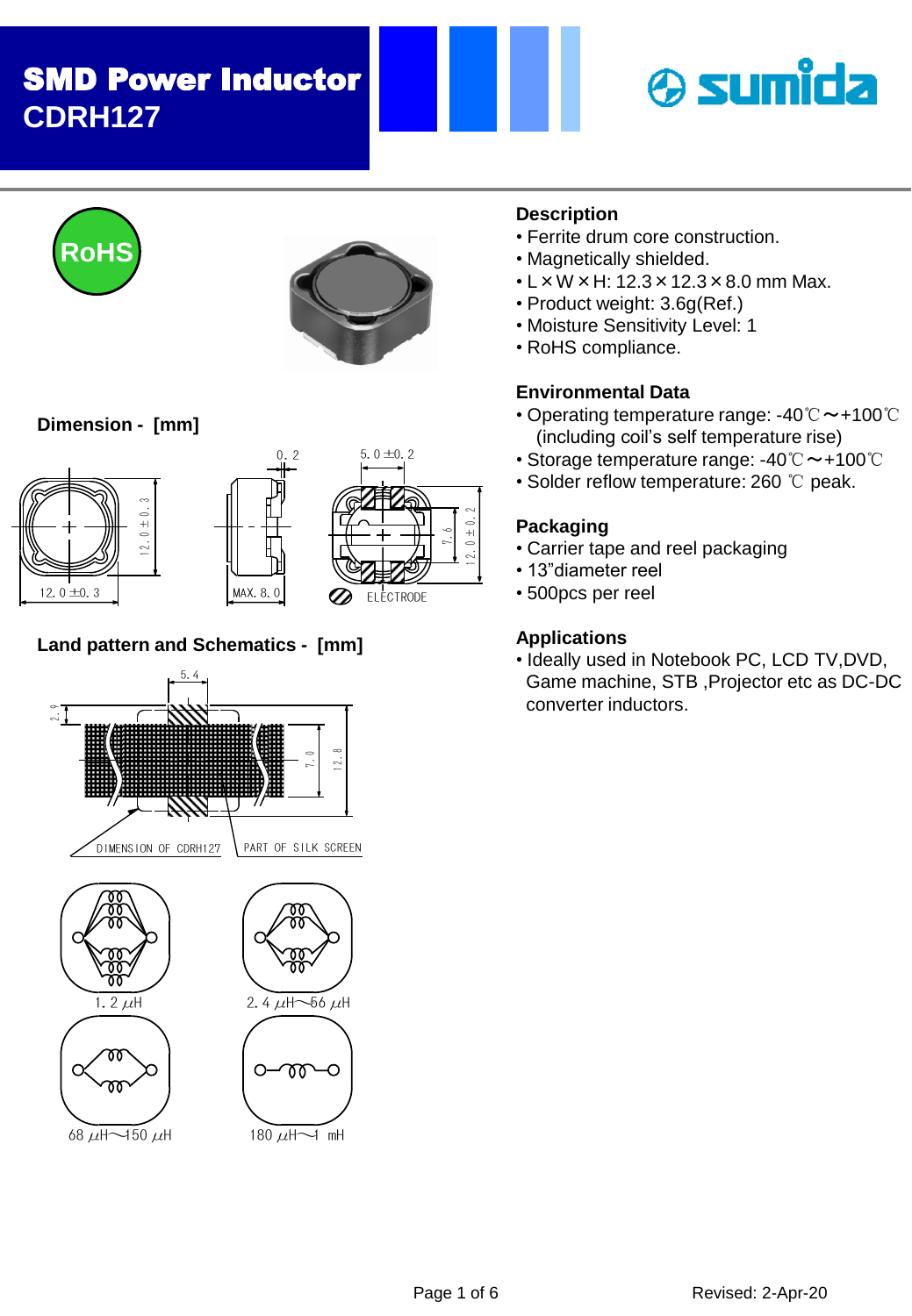# SMD Power Inductor
## CDRH127

RoHS

### Description
- Ferrite drum core construction.
- Magnetically shielded.
- L × W × H: 12.3 × 12.3 × 8.0 mm Max.
- Product weight: 3.6g(Ref.)
- Moisture Sensitivity Level: 1
- RoHS compliance.

### Environmental Data
- Operating temperature range: -40℃～+100℃ (including coil's self temperature rise)
- Storage temperature range: -40℃～+100℃
- Solder reflow temperature: 260 ℃ peak.

### Packaging
- Carrier tape and reel packaging
- 13"diameter reel
- 500pcs per reel

### Applications
- Ideally used in Notebook PC, LCD TV,DVD, Game machine, STB ,Projector etc as DC-DC converter inductors.

### Dimension - [mm]

12.0 ±0.3, 12.0 ± 0.3, 0.2, MAX. 8.0, 5.0 ±0.2, 7.6, 12.0 ± 0.2, ELECTRODE

### Land pattern and Schematics - [mm]

5.4, 2.9, 7.0, 12.8, DIMENSION OF CDRH127, PART OF SILK SCREEN

1.2 μH

2.4 μH～56 μH

68 μH～150 μH

180 μH～1 mH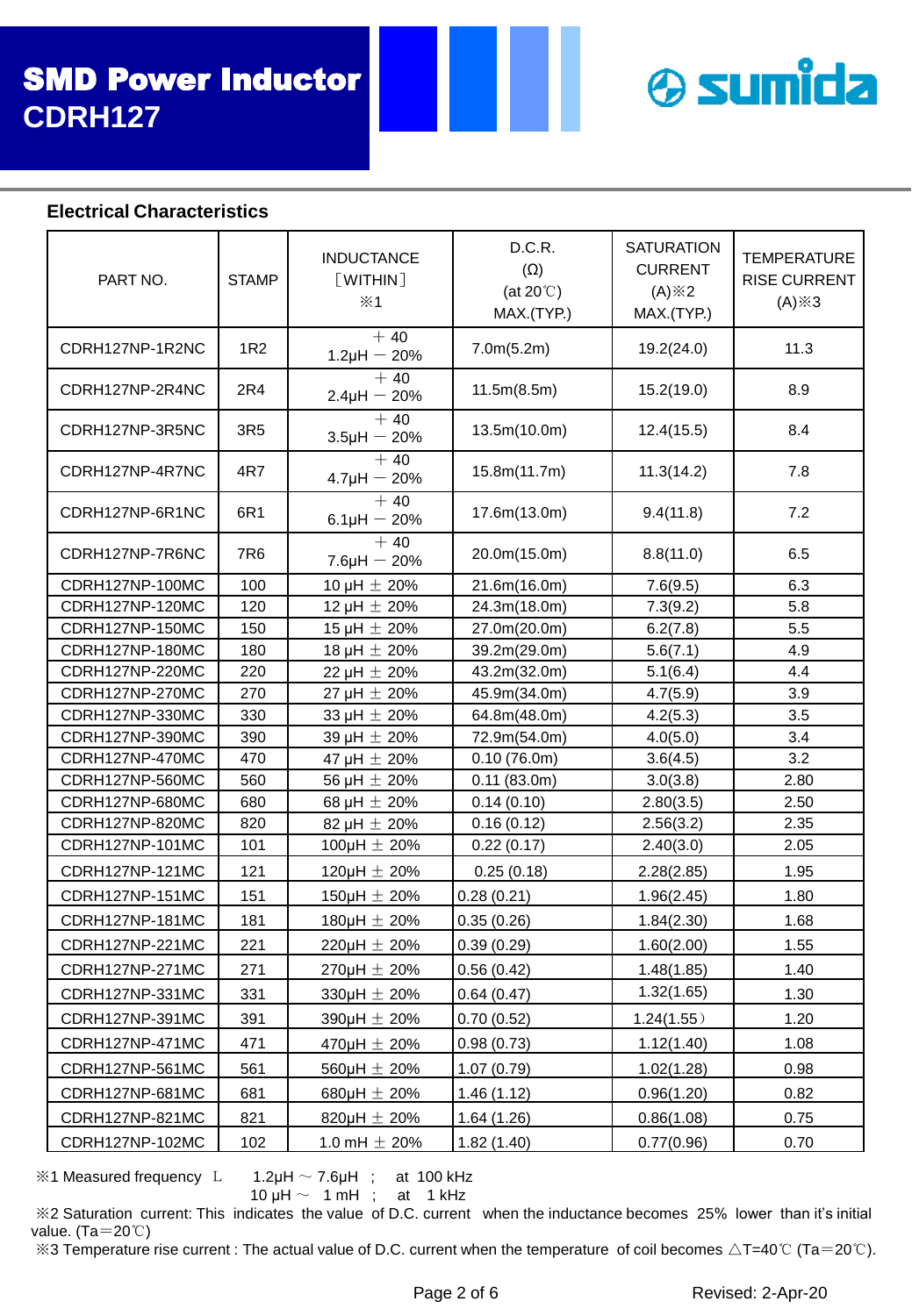# SMD Power Inductor
## CDRH127

sumida

### Electrical Characteristics

| PART NO. | STAMP | INDUCTANCE [WITHIN] ※1 | D.C.R. (Ω) (at 20℃) MAX.(TYP.) | SATURATION CURRENT (A)※2 MAX.(TYP.) | TEMPERATURE RISE CURRENT (A)※3 |
|---|---|---|---|---|---|
| CDRH127NP-1R2NC | 1R2 | 1.2μH +40 −20% | 7.0m(5.2m) | 19.2(24.0) | 11.3 |
| CDRH127NP-2R4NC | 2R4 | 2.4μH +40 −20% | 11.5m(8.5m) | 15.2(19.0) | 8.9 |
| CDRH127NP-3R5NC | 3R5 | 3.5μH +40 −20% | 13.5m(10.0m) | 12.4(15.5) | 8.4 |
| CDRH127NP-4R7NC | 4R7 | 4.7μH +40 −20% | 15.8m(11.7m) | 11.3(14.2) | 7.8 |
| CDRH127NP-6R1NC | 6R1 | 6.1μH +40 −20% | 17.6m(13.0m) | 9.4(11.8) | 7.2 |
| CDRH127NP-7R6NC | 7R6 | 7.6μH +40 −20% | 20.0m(15.0m) | 8.8(11.0) | 6.5 |
| CDRH127NP-100MC | 100 | 10 μH ± 20% | 21.6m(16.0m) | 7.6(9.5) | 6.3 |
| CDRH127NP-120MC | 120 | 12 μH ± 20% | 24.3m(18.0m) | 7.3(9.2) | 5.8 |
| CDRH127NP-150MC | 150 | 15 μH ± 20% | 27.0m(20.0m) | 6.2(7.8) | 5.5 |
| CDRH127NP-180MC | 180 | 18 μH ± 20% | 39.2m(29.0m) | 5.6(7.1) | 4.9 |
| CDRH127NP-220MC | 220 | 22 μH ± 20% | 43.2m(32.0m) | 5.1(6.4) | 4.4 |
| CDRH127NP-270MC | 270 | 27 μH ± 20% | 45.9m(34.0m) | 4.7(5.9) | 3.9 |
| CDRH127NP-330MC | 330 | 33 μH ± 20% | 64.8m(48.0m) | 4.2(5.3) | 3.5 |
| CDRH127NP-390MC | 390 | 39 μH ± 20% | 72.9m(54.0m) | 4.0(5.0) | 3.4 |
| CDRH127NP-470MC | 470 | 47 μH ± 20% | 0.10 (76.0m) | 3.6(4.5) | 3.2 |
| CDRH127NP-560MC | 560 | 56 μH ± 20% | 0.11 (83.0m) | 3.0(3.8) | 2.80 |
| CDRH127NP-680MC | 680 | 68 μH ± 20% | 0.14 (0.10) | 2.80(3.5) | 2.50 |
| CDRH127NP-820MC | 820 | 82 μH ± 20% | 0.16 (0.12) | 2.56(3.2) | 2.35 |
| CDRH127NP-101MC | 101 | 100μH ± 20% | 0.22 (0.17) | 2.40(3.0) | 2.05 |
| CDRH127NP-121MC | 121 | 120μH ± 20% | 0.25 (0.18) | 2.28(2.85) | 1.95 |
| CDRH127NP-151MC | 151 | 150μH ± 20% | 0.28 (0.21) | 1.96(2.45) | 1.80 |
| CDRH127NP-181MC | 181 | 180μH ± 20% | 0.35 (0.26) | 1.84(2.30) | 1.68 |
| CDRH127NP-221MC | 221 | 220μH ± 20% | 0.39 (0.29) | 1.60(2.00) | 1.55 |
| CDRH127NP-271MC | 271 | 270μH ± 20% | 0.56 (0.42) | 1.48(1.85) | 1.40 |
| CDRH127NP-331MC | 331 | 330μH ± 20% | 0.64 (0.47) | 1.32(1.65) | 1.30 |
| CDRH127NP-391MC | 391 | 390μH ± 20% | 0.70 (0.52) | 1.24(1.55) | 1.20 |
| CDRH127NP-471MC | 471 | 470μH ± 20% | 0.98 (0.73) | 1.12(1.40) | 1.08 |
| CDRH127NP-561MC | 561 | 560μH ± 20% | 1.07 (0.79) | 1.02(1.28) | 0.98 |
| CDRH127NP-681MC | 681 | 680μH ± 20% | 1.46 (1.12) | 0.96(1.20) | 0.82 |
| CDRH127NP-821MC | 821 | 820μH ± 20% | 1.64 (1.26) | 0.86(1.08) | 0.75 |
| CDRH127NP-102MC | 102 | 1.0 mH ± 20% | 1.82 (1.40) | 0.77(0.96) | 0.70 |

※1 Measured frequency L 1.2μH ～ 7.6μH ; at 100 kHz
10 μH ～ 1 mH ; at 1 kHz

※2 Saturation current: This indicates the value of D.C. current when the inductance becomes 25% lower than it's initial value. (Ta＝20℃)

※3 Temperature rise current : The actual value of D.C. current when the temperature of coil becomes △T=40℃ (Ta＝20℃).

Revised: 2-Apr-20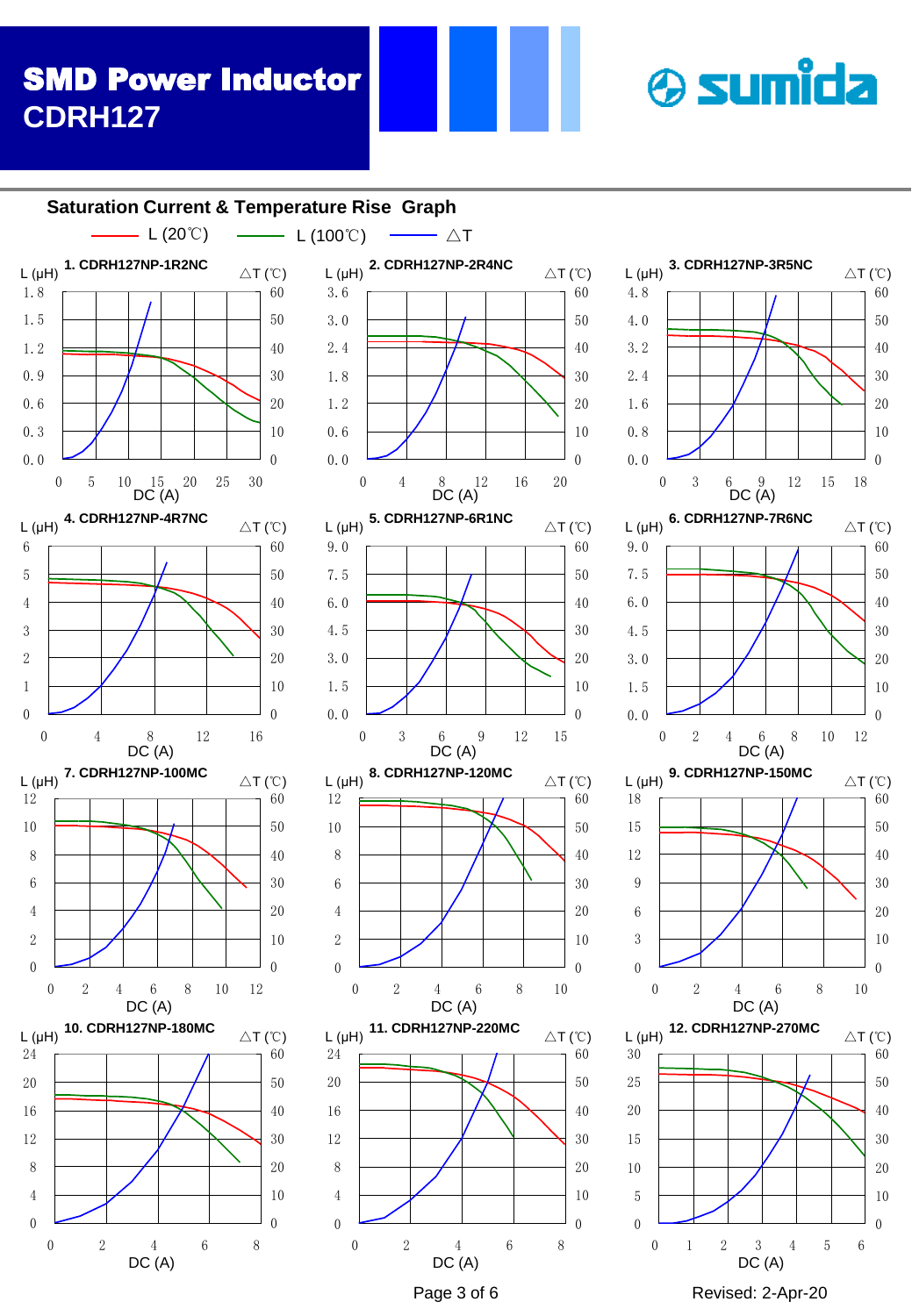## Saturation Current & Temperature Rise Graph

L (20℃) — L (100℃) — △T

1. CDRH127NP-1R2NC

L (μH): 0.0, 0.3, 0.6, 0.9, 1.2, 1.5, 1.8
△T (℃): 0, 10, 20, 30, 40, 50, 60
DC (A): 0, 5, 10, 15, 20, 25, 30

2. CDRH127NP-2R4NC

L (μH): 0.0, 0.6, 1.2, 1.8, 2.4, 3.0, 3.6
△T (℃): 0, 10, 20, 30, 40, 50, 60
DC (A): 0, 4, 8, 12, 16, 20

3. CDRH127NP-3R5NC

L (μH): 0.0, 0.8, 1.6, 2.4, 3.2, 4.0, 4.8
△T (℃): 0, 10, 20, 30, 40, 50, 60
DC (A): 0, 3, 6, 9, 12, 15, 18

4. CDRH127NP-4R7NC

L (μH): 0, 1, 2, 3, 4, 5, 6
△T (℃): 0, 10, 20, 30, 40, 50, 60
DC (A): 0, 4, 8, 12, 16

5. CDRH127NP-6R1NC

L (μH): 0.0, 1.5, 3.0, 4.5, 6.0, 7.5, 9.0
△T (℃): 0, 10, 20, 30, 40, 50, 60
DC (A): 0, 3, 6, 9, 12, 15

6. CDRH127NP-7R6NC

L (μH): 0.0, 1.5, 3.0, 4.5, 6.0, 7.5, 9.0
△T (℃): 0, 10, 20, 30, 40, 50, 60
DC (A): 0, 2, 4, 6, 8, 10, 12

7. CDRH127NP-100MC

L (μH): 0, 2, 4, 6, 8, 10, 12
△T (℃): 0, 10, 20, 30, 40, 50, 60
DC (A): 0, 2, 4, 6, 8, 10, 12

8. CDRH127NP-120MC

L (μH): 0, 2, 4, 6, 8, 10, 12
△T (℃): 0, 10, 20, 30, 40, 50, 60
DC (A): 0, 2, 4, 6, 8, 10

9. CDRH127NP-150MC

L (μH): 0, 3, 6, 9, 12, 15, 18
△T (℃): 0, 10, 20, 30, 40, 50, 60
DC (A): 0, 2, 4, 6, 8, 10

10. CDRH127NP-180MC

L (μH): 0, 4, 8, 12, 16, 20, 24
△T (℃): 0, 10, 20, 30, 40, 50, 60
DC (A): 0, 2, 4, 6, 8

11. CDRH127NP-220MC

L (μH): 0, 4, 8, 12, 16, 20, 24
△T (℃): 0, 10, 20, 30, 40, 50, 60
DC (A): 0, 2, 4, 6, 8

12. CDRH127NP-270MC

L (μH): 0, 5, 10, 15, 20, 25, 30
△T (℃): 0, 10, 20, 30, 40, 50, 60
DC (A): 0, 1, 2, 3, 4, 5, 6

Revised: 2-Apr-20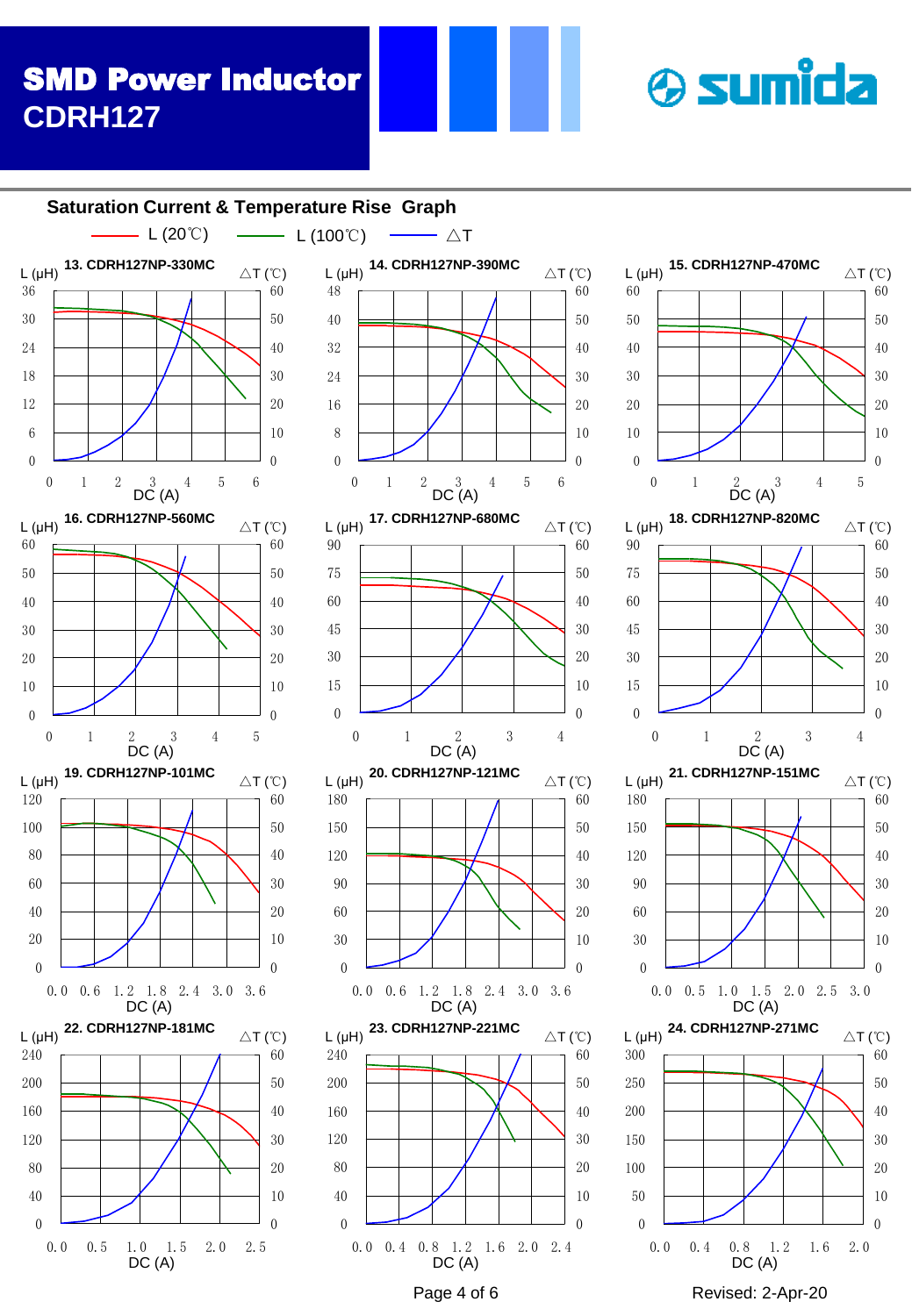# SMD Power Inductor
## CDRH127

### Saturation Current & Temperature Rise Graph

L (20℃) — L (100℃) — △T

**13. CDRH127NP-330MC**
L (μH): 0, 6, 12, 18, 24, 30, 36
△T (℃): 0, 10, 20, 30, 40, 50, 60
DC (A): 0, 1, 2, 3, 4, 5, 6

**14. CDRH127NP-390MC**
L (μH): 0, 8, 16, 24, 32, 40, 48
△T (℃): 0, 10, 20, 30, 40, 50, 60
DC (A): 0, 1, 2, 3, 4, 5, 6

**15. CDRH127NP-470MC**
L (μH): 0, 10, 20, 30, 40, 50, 60
△T (℃): 0, 10, 20, 30, 40, 50, 60
DC (A): 0, 1, 2, 3, 4, 5

**16. CDRH127NP-560MC**
L (μH): 0, 10, 20, 30, 40, 50, 60
△T (℃): 0, 10, 20, 30, 40, 50, 60
DC (A): 0, 1, 2, 3, 4, 5

**17. CDRH127NP-680MC**
L (μH): 0, 15, 30, 45, 60, 75, 90
△T (℃): 0, 10, 20, 30, 40, 50, 60
DC (A): 0, 1, 2, 3, 4

**18. CDRH127NP-820MC**
L (μH): 0, 15, 30, 45, 60, 75, 90
△T (℃): 0, 10, 20, 30, 40, 50, 60
DC (A): 0, 1, 2, 3, 4

**19. CDRH127NP-101MC**
L (μH): 0, 20, 40, 60, 80, 100, 120
△T (℃): 0, 10, 20, 30, 40, 50, 60
DC (A): 0.0, 0.6, 1.2, 1.8, 2.4, 3.0, 3.6

**20. CDRH127NP-121MC**
L (μH): 0, 30, 60, 90, 120, 150, 180
△T (℃): 0, 10, 20, 30, 40, 50, 60
DC (A): 0.0, 0.6, 1.2, 1.8, 2.4, 3.0, 3.6

**21. CDRH127NP-151MC**
L (μH): 0, 30, 60, 90, 120, 150, 180
△T (℃): 0, 10, 20, 30, 40, 50, 60
DC (A): 0.0, 0.5, 1.0, 1.5, 2.0, 2.5, 3.0

**22. CDRH127NP-181MC**
L (μH): 0, 40, 80, 120, 160, 200, 240
△T (℃): 0, 10, 20, 30, 40, 50, 60
DC (A): 0.0, 0.5, 1.0, 1.5, 2.0, 2.5

**23. CDRH127NP-221MC**
L (μH): 0, 40, 80, 120, 160, 200, 240
△T (℃): 0, 10, 20, 30, 40, 50, 60
DC (A): 0.0, 0.4, 0.8, 1.2, 1.6, 2.0, 2.4

**24. CDRH127NP-271MC**
L (μH): 0, 50, 100, 150, 200, 250, 300
△T (℃): 0, 10, 20, 30, 40, 50, 60
DC (A): 0.0, 0.4, 0.8, 1.2, 1.6, 2.0

Revised: 2-Apr-20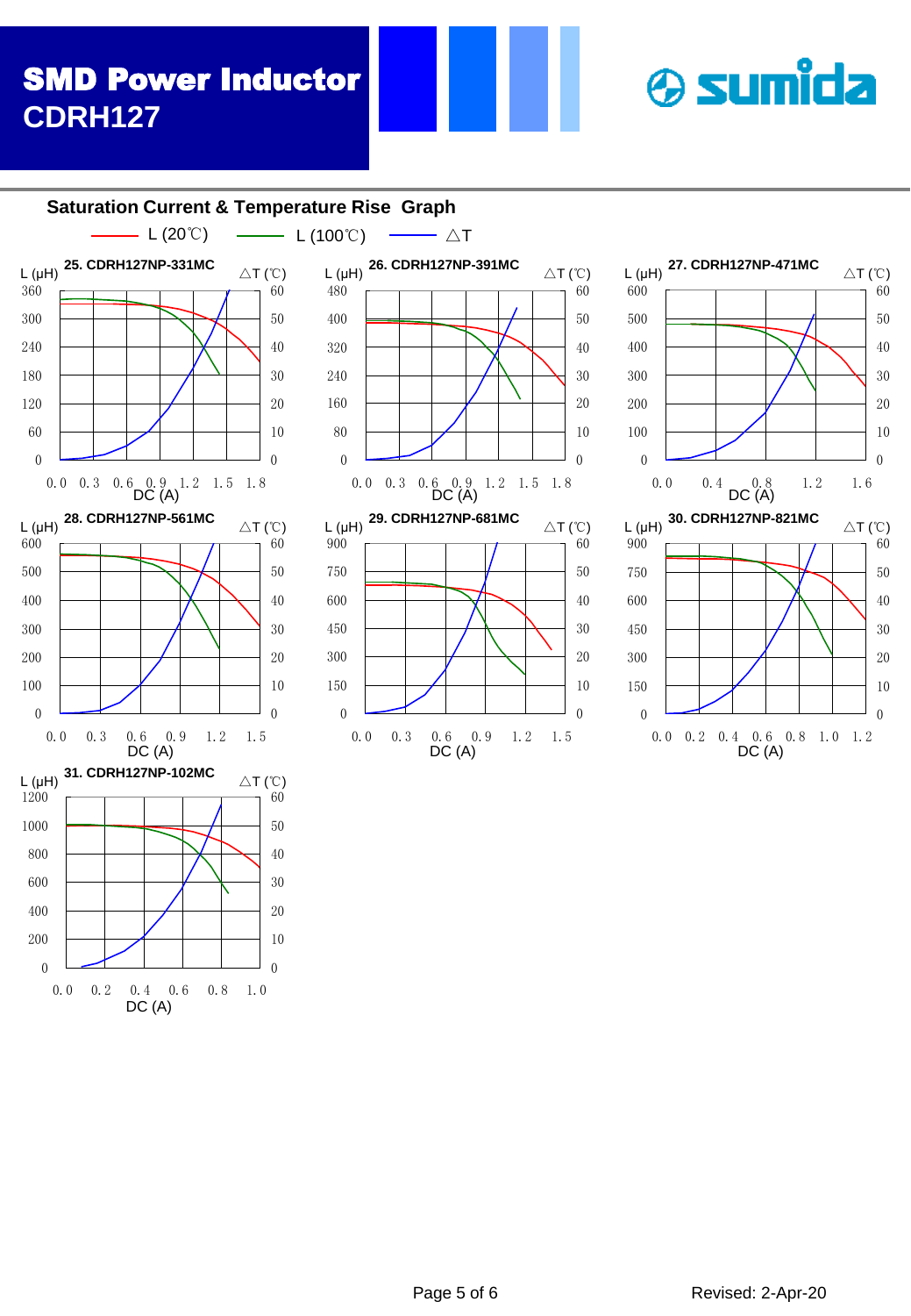# SMD Power Inductor
## CDRH127

### Saturation Current & Temperature Rise Graph

L (20℃) — L (100℃) — △T

**25. CDRH127NP-331MC**

L (μH): 0, 60, 120, 180, 240, 300, 360
△T (℃): 0, 10, 20, 30, 40, 50, 60
DC (A): 0.0, 0.3, 0.6, 0.9, 1.2, 1.5, 1.8

**26. CDRH127NP-391MC**

L (μH): 0, 80, 160, 240, 320, 400, 480
△T (℃): 0, 10, 20, 30, 40, 50, 60
DC (A): 0.0, 0.3, 0.6, 0.9, 1.2, 1.5, 1.8

**27. CDRH127NP-471MC**

L (μH): 0, 100, 200, 300, 400, 500, 600
△T (℃): 0, 10, 20, 30, 40, 50, 60
DC (A): 0.0, 0.4, 0.8, 1.2, 1.6

**28. CDRH127NP-561MC**

L (μH): 0, 100, 200, 300, 400, 500, 600
△T (℃): 0, 10, 20, 30, 40, 50, 60
DC (A): 0.0, 0.3, 0.6, 0.9, 1.2, 1.5

**29. CDRH127NP-681MC**

L (μH): 0, 150, 300, 450, 600, 750, 900
△T (℃): 0, 10, 20, 30, 40, 50, 60
DC (A): 0.0, 0.3, 0.6, 0.9, 1.2, 1.5

**30. CDRH127NP-821MC**

L (μH): 0, 150, 300, 450, 600, 750, 900
△T (℃): 0, 10, 20, 30, 40, 50, 60
DC (A): 0.0, 0.2, 0.4, 0.6, 0.8, 1.0, 1.2

**31. CDRH127NP-102MC**

L (μH): 0, 200, 400, 600, 800, 1000, 1200
△T (℃): 0, 10, 20, 30, 40, 50, 60
DC (A): 0.0, 0.2, 0.4, 0.6, 0.8, 1.0

Revised: 2-Apr-20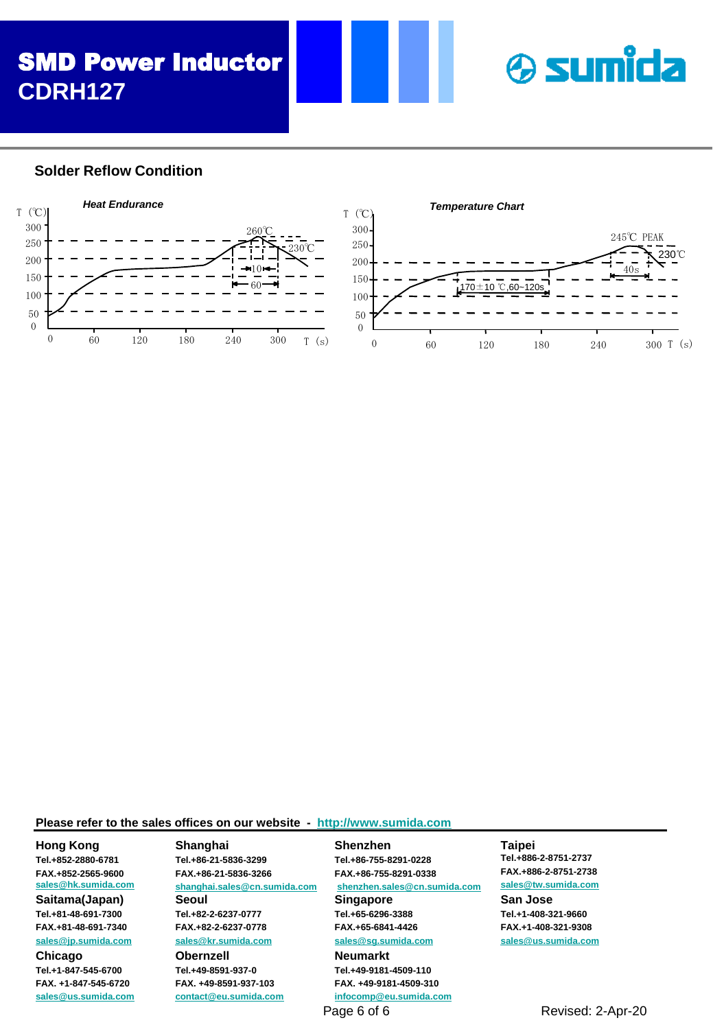## Solder Reflow Condition

*Heat Endurance*

T (℃)
300
250
200
150
100
50
0
0 60 120 180 240 300 T (s)
260℃
230℃
10
60

*Temperature Chart*

T (℃)
300
250
200
150
100
50
0
0 60 120 180 240 300 T (s)
245℃ PEAK
230℃
40s
170±10 ℃,60~120s

**Please refer to the sales offices on our website - [http://www.sumida.com](http://www.sumida.com)**

**Hong Kong**
**Tel.+852-2880-6781**
**FAX.+852-2565-9600**
**sales@hk.sumida.com**

**Shanghai**
**Tel.+86-21-5836-3299**
**FAX.+86-21-5836-3266**
**shanghai.sales@cn.sumida.com**

**Shenzhen**
**Tel.+86-755-8291-0228**
**FAX.+86-755-8291-0338**
**shenzhen.sales@cn.sumida.com**

**Taipei**
**Tel.+886-2-8751-2737**
**FAX.+886-2-8751-2738**
**sales@tw.sumida.com**

**Saitama(Japan)**
**Tel.+81-48-691-7300**
**FAX.+81-48-691-7340**
**sales@jp.sumida.com**

**Seoul**
**Tel.+82-2-6237-0777**
**FAX.+82-2-6237-0778**
**sales@kr.sumida.com**

**Singapore**
**Tel.+65-6296-3388**
**FAX.+65-6841-4426**
**sales@sg.sumida.com**

**San Jose**
**Tel.+1-408-321-9660**
**FAX.+1-408-321-9308**
**sales@us.sumida.com**

**Chicago**
**Tel.+1-847-545-6700**
**FAX. +1-847-545-6720**
**sales@us.sumida.com**

**Obernzell**
**Tel.+49-8591-937-0**
**FAX. +49-8591-937-103**
**contact@eu.sumida.com**

**Neumarkt**
**Tel.+49-9181-4509-110**
**FAX. +49-9181-4509-310**
**infocomp@eu.sumida.com**

Revised: 2-Apr-20